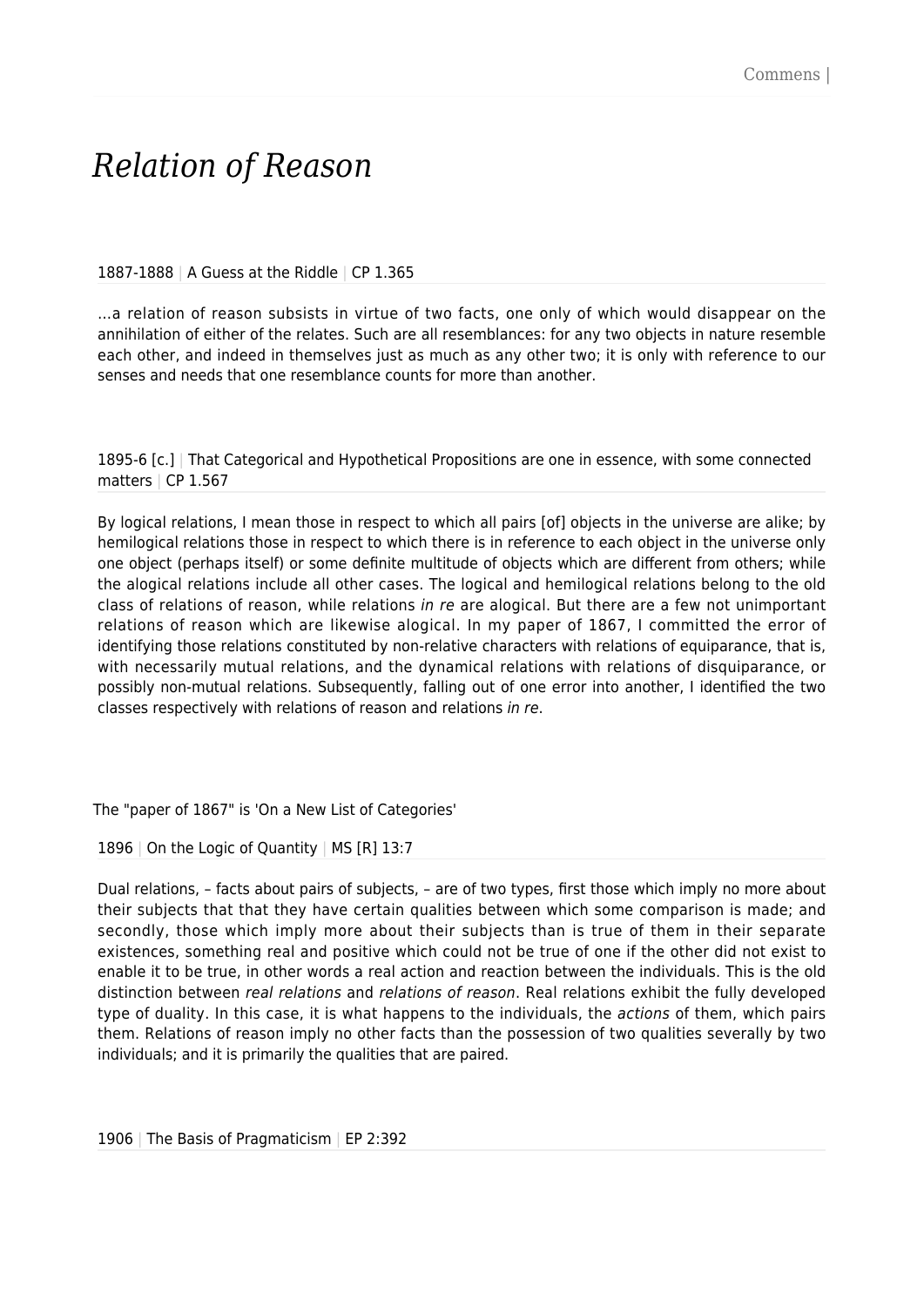# *Relation of Reason*

1887-1888 | A Guess at the Riddle | CP 1.365

…a relation of reason subsists in virtue of two facts, one only of which would disappear on the annihilation of either of the relates. Such are all resemblances: for any two objects in nature resemble each other, and indeed in themselves just as much as any other two; it is only with reference to our senses and needs that one resemblance counts for more than another.

1895-6 [c.] | That Categorical and Hypothetical Propositions are one in essence, with some connected matters | CP 1.567

By logical relations, I mean those in respect to which all pairs [of] objects in the universe are alike; by hemilogical relations those in respect to which there is in reference to each object in the universe only one object (perhaps itself) or some definite multitude of objects which are different from others; while the alogical relations include all other cases. The logical and hemilogical relations belong to the old class of relations of reason, while relations *in re* are alogical. But there are a few not unimportant relations of reason which are likewise alogical. In my paper of 1867, I committed the error of identifying those relations constituted by non-relative characters with relations of equiparance, that is, with necessarily mutual relations, and the dynamical relations with relations of disquiparance, or possibly non-mutual relations. Subsequently, falling out of one error into another, I identified the two classes respectively with relations of reason and relations *in re*.

The "paper of 1867" is 'On a New List of Categories'

1896 | On the Logic of Quantity | MS [R] 13:7

Dual relations, – facts about pairs of subjects, – are of two types, first those which imply no more about their subjects that that they have certain qualities between which some comparison is made; and secondly, those which imply more about their subjects than is true of them in their separate existences, something real and positive which could not be true of one if the other did not exist to enable it to be true, in other words a real action and reaction between the individuals. This is the old distinction between *real relations* and *relations of reason*. Real relations exhibit the fully developed type of duality. In this case, it is what happens to the individuals, the *actions* of them, which pairs them. Relations of reason imply no other facts than the possession of two qualities severally by two individuals; and it is primarily the qualities that are paired.

1906 | The Basis of Pragmaticism | EP 2:392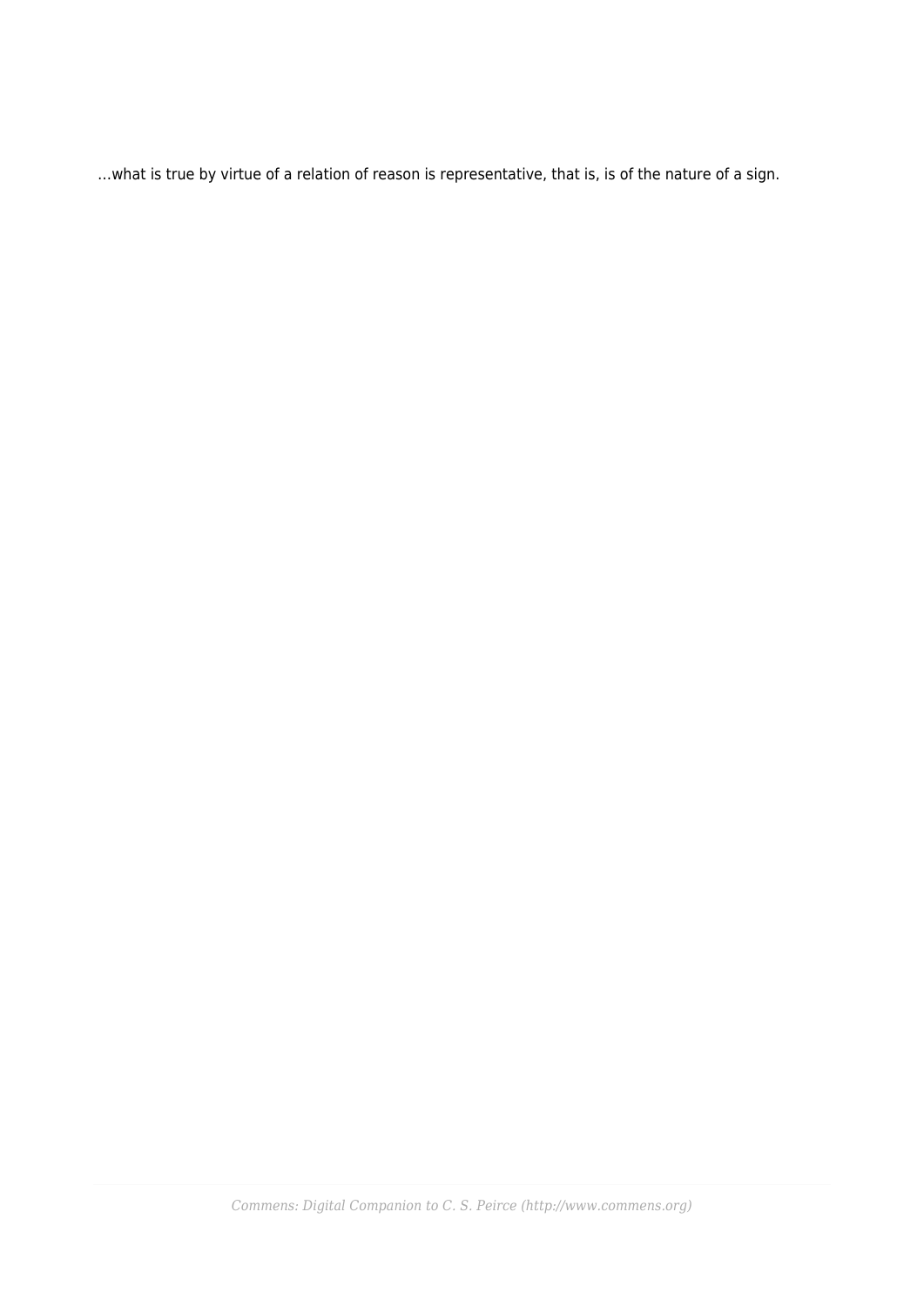…what is true by virtue of a relation of reason is representative, that is, is of the nature of a sign.